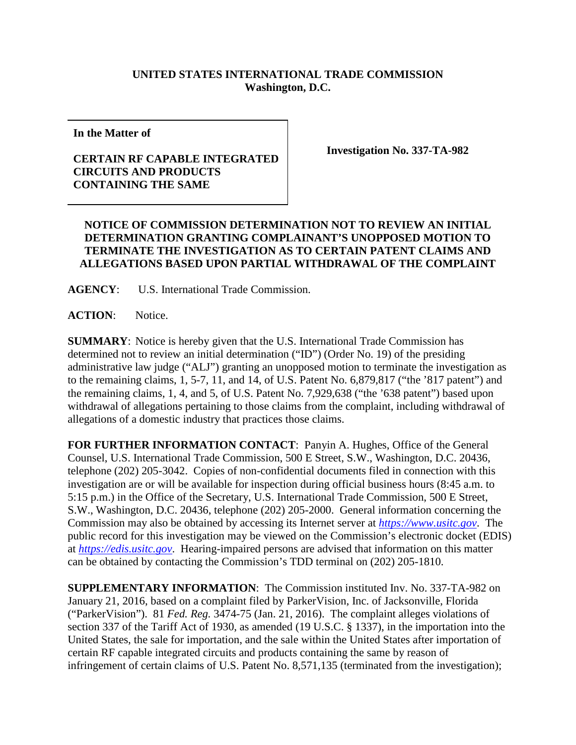**UNITED STATES INTERNATIONAL TRADE COMMISSION**
**Washington, D.C.**

| | |
|---|---|
| **In the Matter of** <br><br> **CERTAIN RF CAPABLE INTEGRATED CIRCUITS AND PRODUCTS CONTAINING THE SAME** | **Investigation No. 337-TA-982** |

**NOTICE OF COMMISSION DETERMINATION NOT TO REVIEW AN INITIAL DETERMINATION GRANTING COMPLAINANT'S UNOPPOSED MOTION TO TERMINATE THE INVESTIGATION AS TO CERTAIN PATENT CLAIMS AND ALLEGATIONS BASED UPON PARTIAL WITHDRAWAL OF THE COMPLAINT**

**AGENCY**: U.S. International Trade Commission.

**ACTION**: Notice.

**SUMMARY**: Notice is hereby given that the U.S. International Trade Commission has determined not to review an initial determination ("ID") (Order No. 19) of the presiding administrative law judge ("ALJ") granting an unopposed motion to terminate the investigation as to the remaining claims, 1, 5-7, 11, and 14, of U.S. Patent No. 6,879,817 ("the '817 patent") and the remaining claims, 1, 4, and 5, of U.S. Patent No. 7,929,638 ("the '638 patent") based upon withdrawal of allegations pertaining to those claims from the complaint, including withdrawal of allegations of a domestic industry that practices those claims.

**FOR FURTHER INFORMATION CONTACT**: Panyin A. Hughes, Office of the General Counsel, U.S. International Trade Commission, 500 E Street, S.W., Washington, D.C. 20436, telephone (202) 205-3042. Copies of non-confidential documents filed in connection with this investigation are or will be available for inspection during official business hours (8:45 a.m. to 5:15 p.m.) in the Office of the Secretary, U.S. International Trade Commission, 500 E Street, S.W., Washington, D.C. 20436, telephone (202) 205-2000. General information concerning the Commission may also be obtained by accessing its Internet server at *https://www.usitc.gov*. The public record for this investigation may be viewed on the Commission's electronic docket (EDIS) at *https://edis.usitc.gov*. Hearing-impaired persons are advised that information on this matter can be obtained by contacting the Commission's TDD terminal on (202) 205-1810.

**SUPPLEMENTARY INFORMATION**: The Commission instituted Inv. No. 337-TA-982 on January 21, 2016, based on a complaint filed by ParkerVision, Inc. of Jacksonville, Florida ("ParkerVision"). 81 *Fed. Reg.* 3474-75 (Jan. 21, 2016). The complaint alleges violations of section 337 of the Tariff Act of 1930, as amended (19 U.S.C. § 1337), in the importation into the United States, the sale for importation, and the sale within the United States after importation of certain RF capable integrated circuits and products containing the same by reason of infringement of certain claims of U.S. Patent No. 8,571,135 (terminated from the investigation);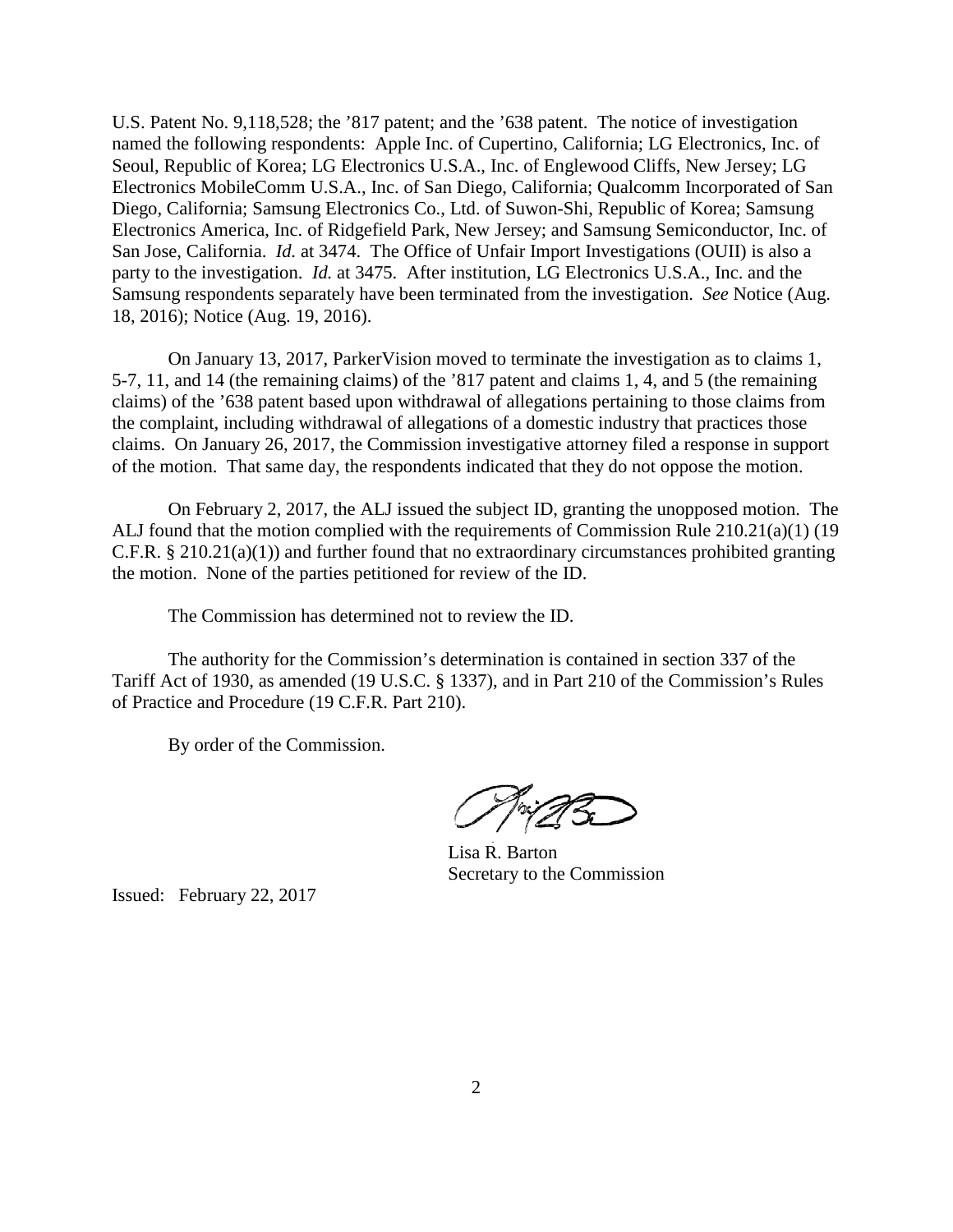U.S. Patent No. 9,118,528; the ’817 patent; and the ’638 patent. The notice of investigation named the following respondents: Apple Inc. of Cupertino, California; LG Electronics, Inc. of Seoul, Republic of Korea; LG Electronics U.S.A., Inc. of Englewood Cliffs, New Jersey; LG Electronics MobileComm U.S.A., Inc. of San Diego, California; Qualcomm Incorporated of San Diego, California; Samsung Electronics Co., Ltd. of Suwon-Shi, Republic of Korea; Samsung Electronics America, Inc. of Ridgefield Park, New Jersey; and Samsung Semiconductor, Inc. of San Jose, California. *Id.* at 3474. The Office of Unfair Import Investigations (OUII) is also a party to the investigation. *Id.* at 3475. After institution, LG Electronics U.S.A., Inc. and the Samsung respondents separately have been terminated from the investigation. *See* Notice (Aug. 18, 2016); Notice (Aug. 19, 2016).

On January 13, 2017, ParkerVision moved to terminate the investigation as to claims 1, 5-7, 11, and 14 (the remaining claims) of the ’817 patent and claims 1, 4, and 5 (the remaining claims) of the ’638 patent based upon withdrawal of allegations pertaining to those claims from the complaint, including withdrawal of allegations of a domestic industry that practices those claims. On January 26, 2017, the Commission investigative attorney filed a response in support of the motion. That same day, the respondents indicated that they do not oppose the motion.

On February 2, 2017, the ALJ issued the subject ID, granting the unopposed motion. The ALJ found that the motion complied with the requirements of Commission Rule 210.21(a)(1) (19 C.F.R. § 210.21(a)(1)) and further found that no extraordinary circumstances prohibited granting the motion. None of the parties petitioned for review of the ID.

The Commission has determined not to review the ID.

The authority for the Commission’s determination is contained in section 337 of the Tariff Act of 1930, as amended (19 U.S.C. § 1337), and in Part 210 of the Commission’s Rules of Practice and Procedure (19 C.F.R. Part 210).

By order of the Commission.

Lisa R. Barton
Secretary to the Commission

Issued: February 22, 2017